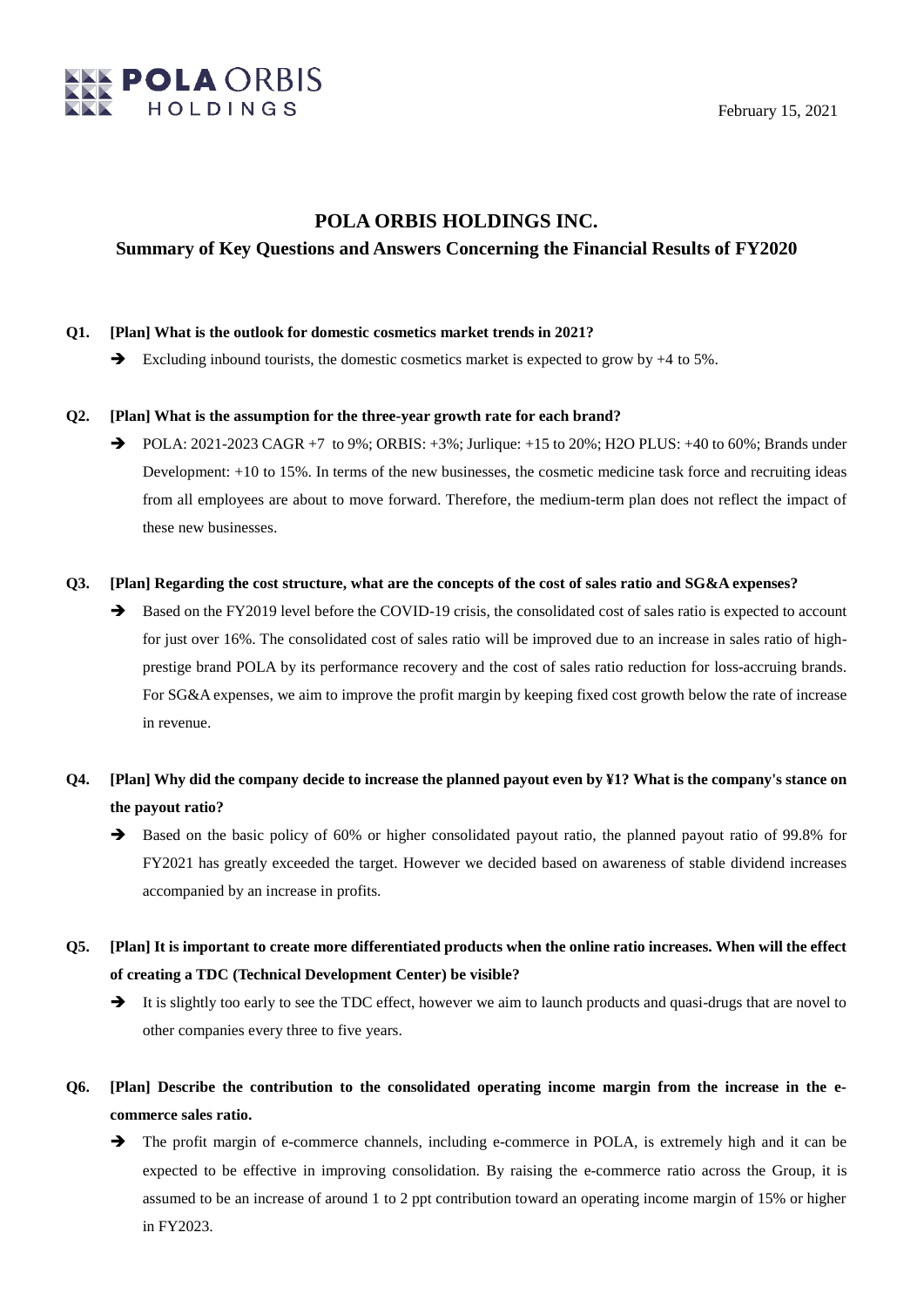February 15, 2021

# POLA ORBIS HOLDINGS INC.

## Summary of Key Questions and Answers Concerning the Financial Results of FY2020

**Q1. [Plan] What is the outlook for domestic cosmetics market trends in 2021?**

➔ Excluding inbound tourists, the domestic cosmetics market is expected to grow by +4 to 5%.

**Q2. [Plan] What is the assumption for the three-year growth rate for each brand?**

➔ POLA: 2021-2023 CAGR +7 to 9%; ORBIS: +3%; Jurlique: +15 to 20%; H2O PLUS: +40 to 60%; Brands under Development: +10 to 15%. In terms of the new businesses, the cosmetic medicine task force and recruiting ideas from all employees are about to move forward. Therefore, the medium-term plan does not reflect the impact of these new businesses.

**Q3. [Plan] Regarding the cost structure, what are the concepts of the cost of sales ratio and SG&A expenses?**

➔ Based on the FY2019 level before the COVID-19 crisis, the consolidated cost of sales ratio is expected to account for just over 16%. The consolidated cost of sales ratio will be improved due to an increase in sales ratio of high-prestige brand POLA by its performance recovery and the cost of sales ratio reduction for loss-accruing brands. For SG&A expenses, we aim to improve the profit margin by keeping fixed cost growth below the rate of increase in revenue.

**Q4. [Plan] Why did the company decide to increase the planned payout even by ¥1? What is the company's stance on the payout ratio?**

➔ Based on the basic policy of 60% or higher consolidated payout ratio, the planned payout ratio of 99.8% for FY2021 has greatly exceeded the target. However we decided based on awareness of stable dividend increases accompanied by an increase in profits.

**Q5. [Plan] It is important to create more differentiated products when the online ratio increases. When will the effect of creating a TDC (Technical Development Center) be visible?**

➔ It is slightly too early to see the TDC effect, however we aim to launch products and quasi-drugs that are novel to other companies every three to five years.

**Q6. [Plan] Describe the contribution to the consolidated operating income margin from the increase in the e-commerce sales ratio.**

➔ The profit margin of e-commerce channels, including e-commerce in POLA, is extremely high and it can be expected to be effective in improving consolidation. By raising the e-commerce ratio across the Group, it is assumed to be an increase of around 1 to 2 ppt contribution toward an operating income margin of 15% or higher in FY2023.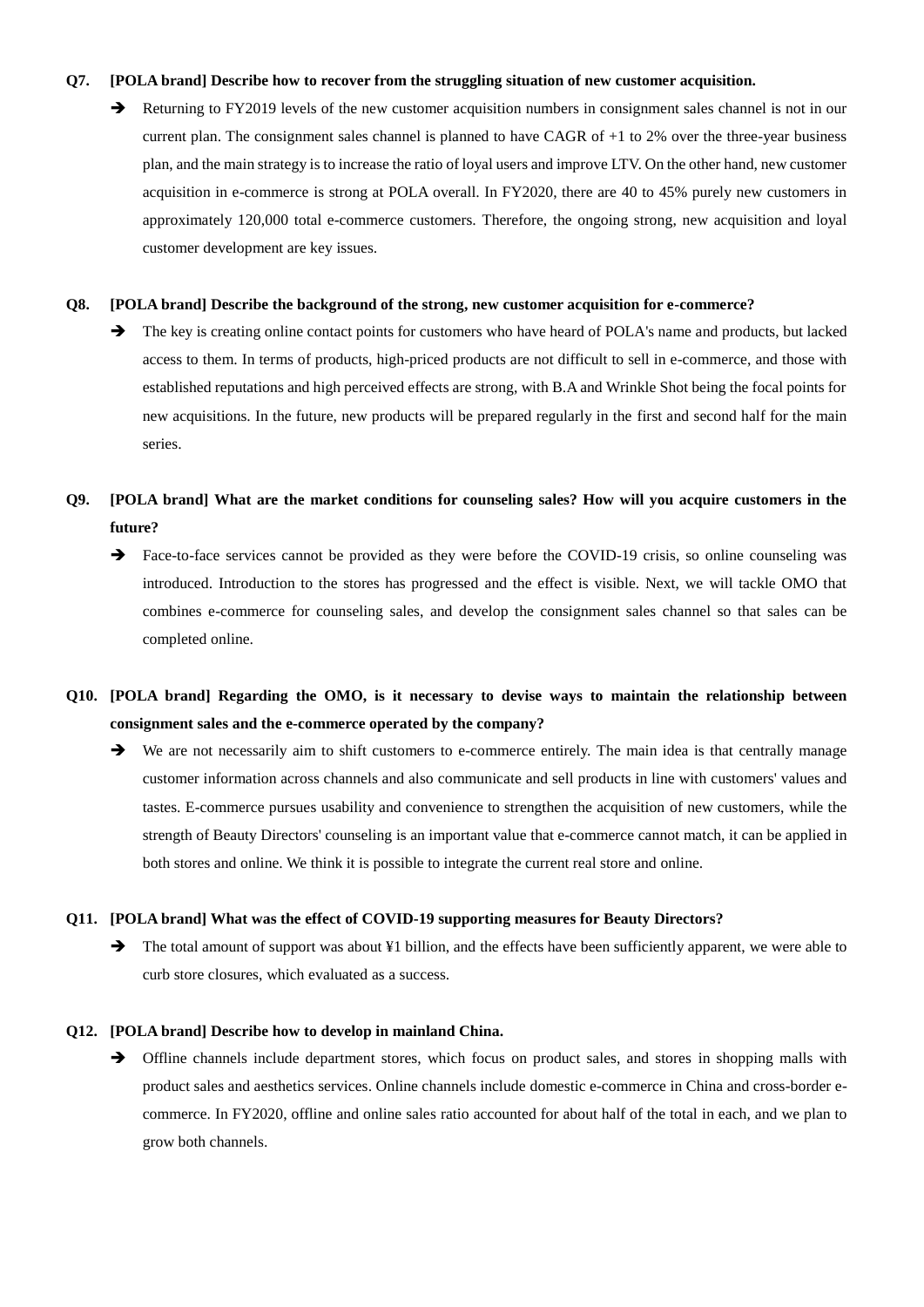**Q7. [POLA brand] Describe how to recover from the struggling situation of new customer acquisition.**

➔ Returning to FY2019 levels of the new customer acquisition numbers in consignment sales channel is not in our current plan. The consignment sales channel is planned to have CAGR of +1 to 2% over the three-year business plan, and the main strategy is to increase the ratio of loyal users and improve LTV. On the other hand, new customer acquisition in e-commerce is strong at POLA overall. In FY2020, there are 40 to 45% purely new customers in approximately 120,000 total e-commerce customers. Therefore, the ongoing strong, new acquisition and loyal customer development are key issues.

**Q8. [POLA brand] Describe the background of the strong, new customer acquisition for e-commerce?**

➔ The key is creating online contact points for customers who have heard of POLA's name and products, but lacked access to them. In terms of products, high-priced products are not difficult to sell in e-commerce, and those with established reputations and high perceived effects are strong, with B.A and Wrinkle Shot being the focal points for new acquisitions. In the future, new products will be prepared regularly in the first and second half for the main series.

**Q9. [POLA brand] What are the market conditions for counseling sales? How will you acquire customers in the future?**

➔ Face-to-face services cannot be provided as they were before the COVID-19 crisis, so online counseling was introduced. Introduction to the stores has progressed and the effect is visible. Next, we will tackle OMO that combines e-commerce for counseling sales, and develop the consignment sales channel so that sales can be completed online.

**Q10. [POLA brand] Regarding the OMO, is it necessary to devise ways to maintain the relationship between consignment sales and the e-commerce operated by the company?**

➔ We are not necessarily aim to shift customers to e-commerce entirely. The main idea is that centrally manage customer information across channels and also communicate and sell products in line with customers' values and tastes. E-commerce pursues usability and convenience to strengthen the acquisition of new customers, while the strength of Beauty Directors' counseling is an important value that e-commerce cannot match, it can be applied in both stores and online. We think it is possible to integrate the current real store and online.

**Q11. [POLA brand] What was the effect of COVID-19 supporting measures for Beauty Directors?**

➔ The total amount of support was about ¥1 billion, and the effects have been sufficiently apparent, we were able to curb store closures, which evaluated as a success.

**Q12. [POLA brand] Describe how to develop in mainland China.**

➔ Offline channels include department stores, which focus on product sales, and stores in shopping malls with product sales and aesthetics services. Online channels include domestic e-commerce in China and cross-border e-commerce. In FY2020, offline and online sales ratio accounted for about half of the total in each, and we plan to grow both channels.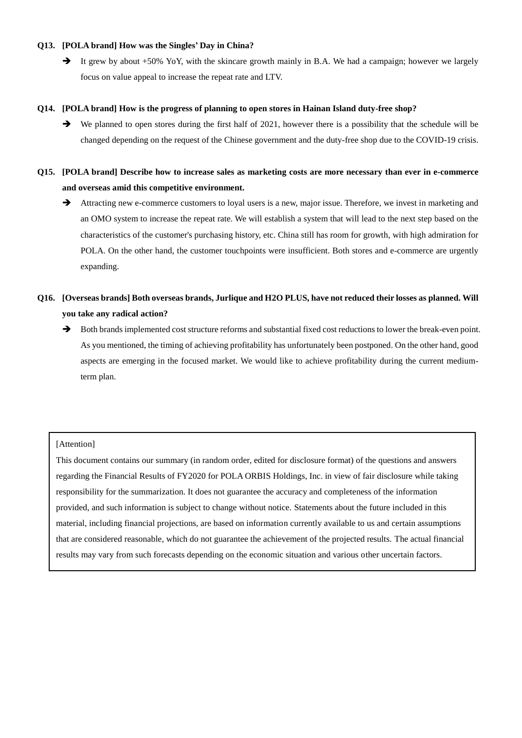**Q13. [POLA brand] How was the Singles' Day in China?**

➔ It grew by about +50% YoY, with the skincare growth mainly in B.A. We had a campaign; however we largely focus on value appeal to increase the repeat rate and LTV.

**Q14. [POLA brand] How is the progress of planning to open stores in Hainan Island duty-free shop?**

➔ We planned to open stores during the first half of 2021, however there is a possibility that the schedule will be changed depending on the request of the Chinese government and the duty-free shop due to the COVID-19 crisis.

**Q15. [POLA brand] Describe how to increase sales as marketing costs are more necessary than ever in e-commerce and overseas amid this competitive environment.**

➔ Attracting new e-commerce customers to loyal users is a new, major issue. Therefore, we invest in marketing and an OMO system to increase the repeat rate. We will establish a system that will lead to the next step based on the characteristics of the customer's purchasing history, etc. China still has room for growth, with high admiration for POLA. On the other hand, the customer touchpoints were insufficient. Both stores and e-commerce are urgently expanding.

**Q16. [Overseas brands] Both overseas brands, Jurlique and H2O PLUS, have not reduced their losses as planned. Will you take any radical action?**

➔ Both brands implemented cost structure reforms and substantial fixed cost reductions to lower the break-even point. As you mentioned, the timing of achieving profitability has unfortunately been postponed. On the other hand, good aspects are emerging in the focused market. We would like to achieve profitability during the current medium-term plan.

[Attention]

This document contains our summary (in random order, edited for disclosure format) of the questions and answers regarding the Financial Results of FY2020 for POLA ORBIS Holdings, Inc. in view of fair disclosure while taking responsibility for the summarization. It does not guarantee the accuracy and completeness of the information provided, and such information is subject to change without notice. Statements about the future included in this material, including financial projections, are based on information currently available to us and certain assumptions that are considered reasonable, which do not guarantee the achievement of the projected results. The actual financial results may vary from such forecasts depending on the economic situation and various other uncertain factors.